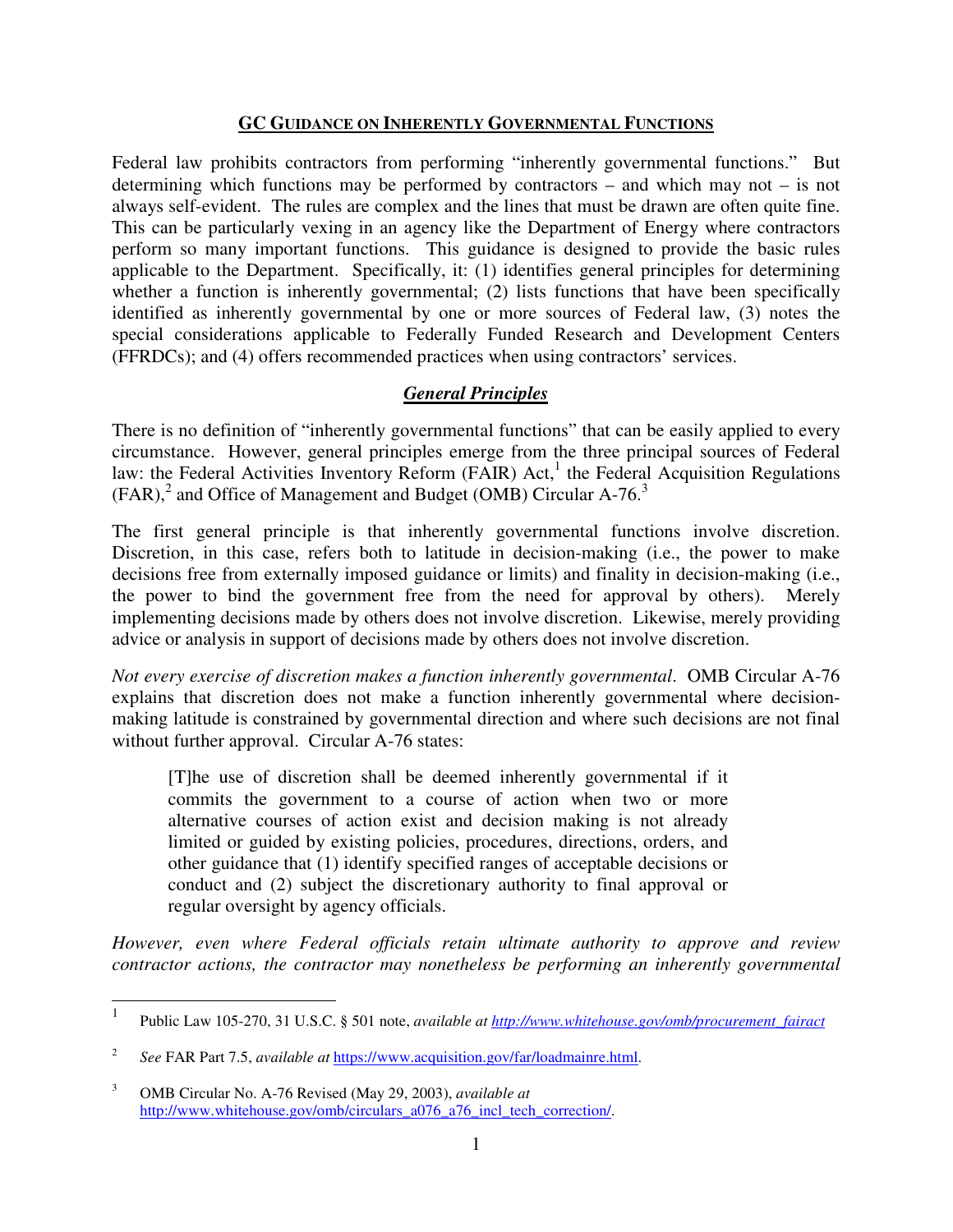# GC GUIDANCE ON INHERENTLY GOVERNMENTAL FUNCTIONS

Federal law prohibits contractors from performing "inherently governmental functions." But determining which functions may be performed by contractors – and which may not – is not always self-evident. The rules are complex and the lines that must be drawn are often quite fine. This can be particularly vexing in an agency like the Department of Energy where contractors perform so many important functions. This guidance is designed to provide the basic rules applicable to the Department. Specifically, it: (1) identifies general principles for determining whether a function is inherently governmental; (2) lists functions that have been specifically identified as inherently governmental by one or more sources of Federal law, (3) notes the special considerations applicable to Federally Funded Research and Development Centers (FFRDCs); and (4) offers recommended practices when using contractors' services.

## *General Principles*

There is no definition of "inherently governmental functions" that can be easily applied to every circumstance. However, general principles emerge from the three principal sources of Federal law: the Federal Activities Inventory Reform (FAIR) Act,[1] the Federal Acquisition Regulations (FAR),[2] and Office of Management and Budget (OMB) Circular A-76.[3]

The first general principle is that inherently governmental functions involve discretion. Discretion, in this case, refers both to latitude in decision-making (i.e., the power to make decisions free from externally imposed guidance or limits) and finality in decision-making (i.e., the power to bind the government free from the need for approval by others). Merely implementing decisions made by others does not involve discretion. Likewise, merely providing advice or analysis in support of decisions made by others does not involve discretion.

*Not every exercise of discretion makes a function inherently governmental*. OMB Circular A-76 explains that discretion does not make a function inherently governmental where decision-making latitude is constrained by governmental direction and where such decisions are not final without further approval. Circular A-76 states:

> [T]he use of discretion shall be deemed inherently governmental if it commits the government to a course of action when two or more alternative courses of action exist and decision making is not already limited or guided by existing policies, procedures, directions, orders, and other guidance that (1) identify specified ranges of acceptable decisions or conduct and (2) subject the discretionary authority to final approval or regular oversight by agency officials.

*However, even where Federal officials retain ultimate authority to approve and review contractor actions, the contractor may nonetheless be performing an inherently governmental*

---

[1] Public Law 105-270, 31 U.S.C. § 501 note, *available at http://www.whitehouse.gov/omb/procurement_fairact*

[2] *See* FAR Part 7.5, *available at* https://www.acquisition.gov/far/loadmainre.html.

[3] OMB Circular No. A-76 Revised (May 29, 2003), *available at* http://www.whitehouse.gov/omb/circulars_a076_a76_incl_tech_correction/.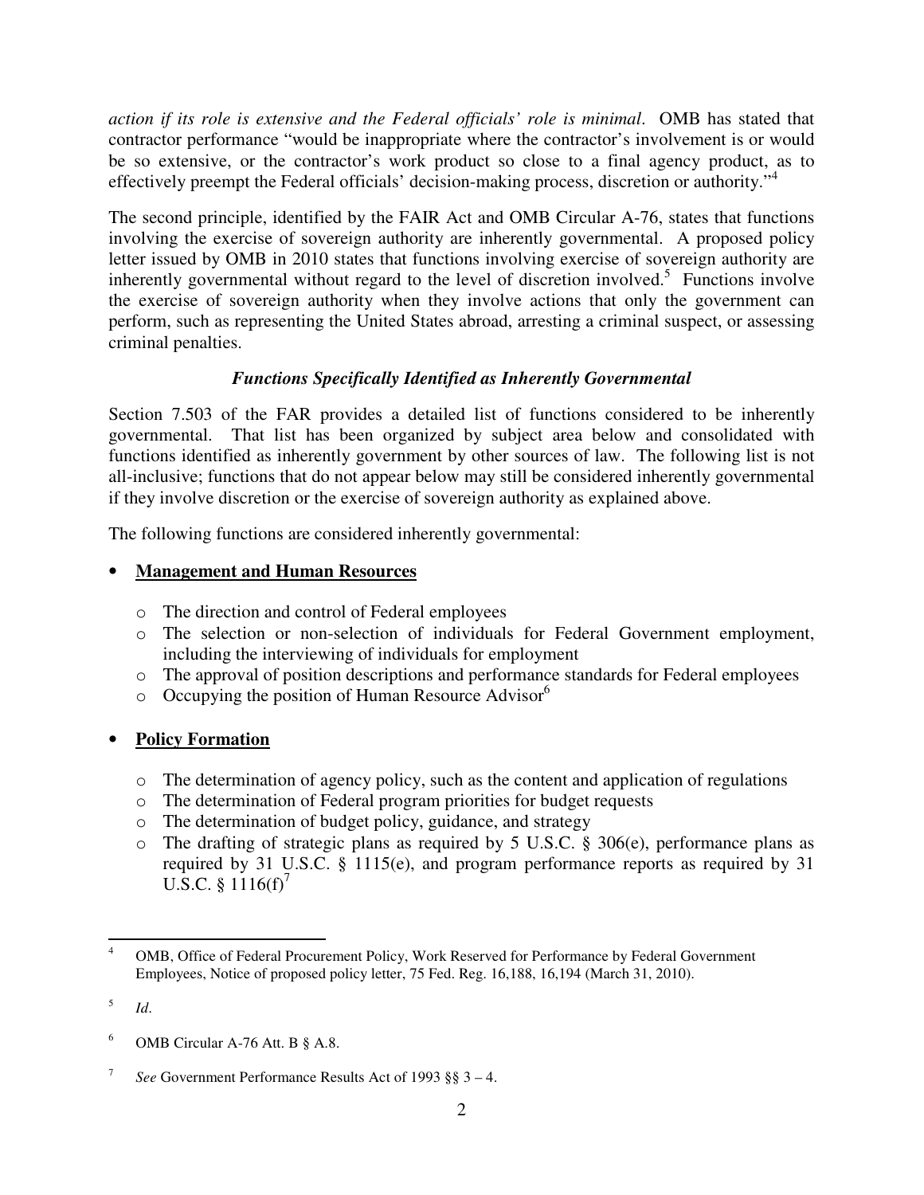*action if its role is extensive and the Federal officials' role is minimal*. OMB has stated that contractor performance "would be inappropriate where the contractor's involvement is or would be so extensive, or the contractor's work product so close to a final agency product, as to effectively preempt the Federal officials' decision-making process, discretion or authority."[4]

The second principle, identified by the FAIR Act and OMB Circular A-76, states that functions involving the exercise of sovereign authority are inherently governmental. A proposed policy letter issued by OMB in 2010 states that functions involving exercise of sovereign authority are inherently governmental without regard to the level of discretion involved.[5] Functions involve the exercise of sovereign authority when they involve actions that only the government can perform, such as representing the United States abroad, arresting a criminal suspect, or assessing criminal penalties.

### *Functions Specifically Identified as Inherently Governmental*

Section 7.503 of the FAR provides a detailed list of functions considered to be inherently governmental. That list has been organized by subject area below and consolidated with functions identified as inherently government by other sources of law. The following list is not all-inclusive; functions that do not appear below may still be considered inherently governmental if they involve discretion or the exercise of sovereign authority as explained above.

The following functions are considered inherently governmental:

- **<u>Management and Human Resources</u>**
  - The direction and control of Federal employees
  - The selection or non-selection of individuals for Federal Government employment, including the interviewing of individuals for employment
  - The approval of position descriptions and performance standards for Federal employees
  - Occupying the position of Human Resource Advisor[6]

- **<u>Policy Formation</u>**
  - The determination of agency policy, such as the content and application of regulations
  - The determination of Federal program priorities for budget requests
  - The determination of budget policy, guidance, and strategy
  - The drafting of strategic plans as required by 5 U.S.C. § 306(e), performance plans as required by 31 U.S.C. § 1115(e), and program performance reports as required by 31 U.S.C. § 1116(f)[7]

---

[4] OMB, Office of Federal Procurement Policy, Work Reserved for Performance by Federal Government Employees, Notice of proposed policy letter, 75 Fed. Reg. 16,188, 16,194 (March 31, 2010).

[5] *Id*.

[6] OMB Circular A-76 Att. B § A.8.

[7] *See* Government Performance Results Act of 1993 §§ 3 – 4.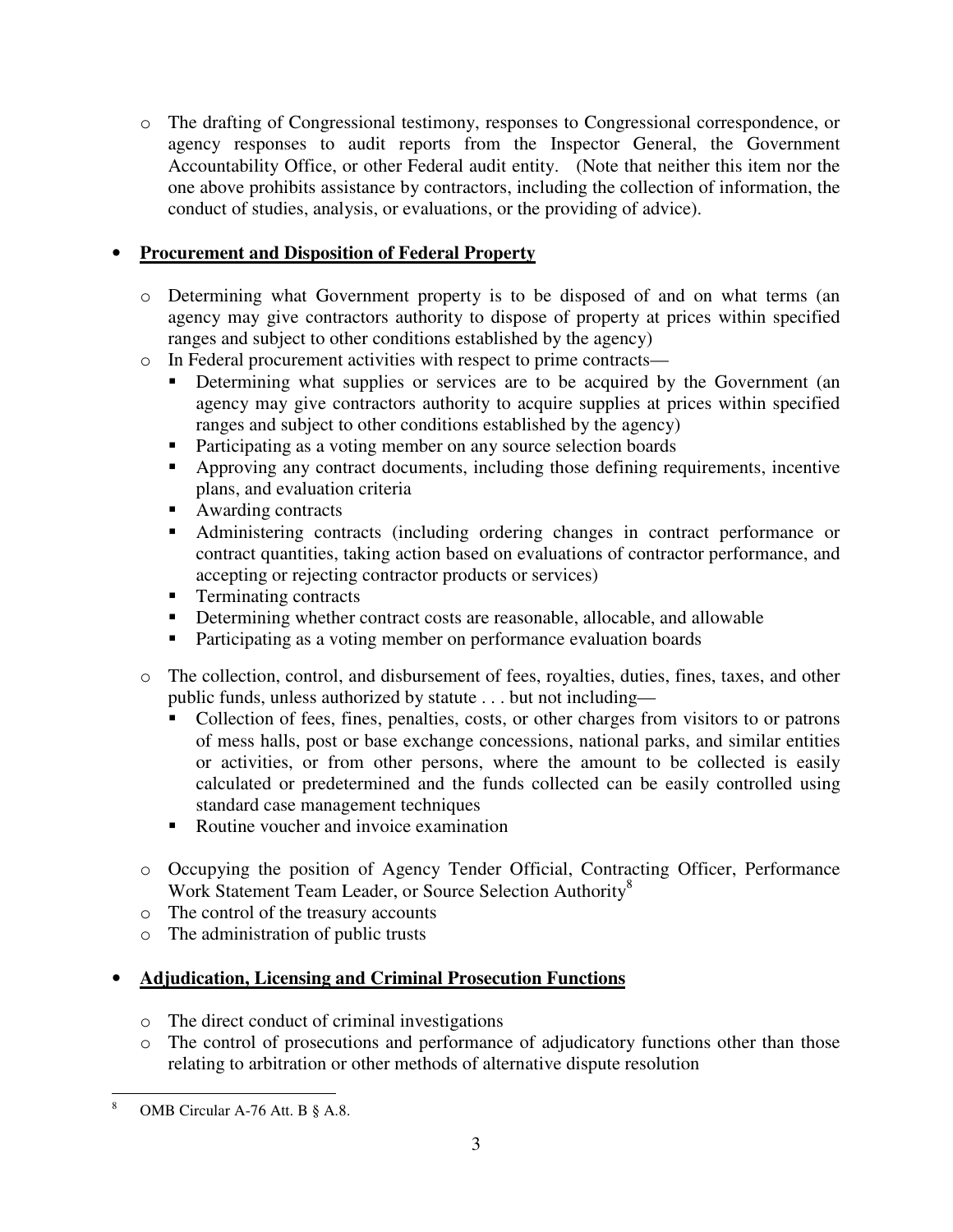- The drafting of Congressional testimony, responses to Congressional correspondence, or agency responses to audit reports from the Inspector General, the Government Accountability Office, or other Federal audit entity. (Note that neither this item nor the one above prohibits assistance by contractors, including the collection of information, the conduct of studies, analysis, or evaluations, or the providing of advice).

- **<u>Procurement and Disposition of Federal Property</u>**

  - Determining what Government property is to be disposed of and on what terms (an agency may give contractors authority to dispose of property at prices within specified ranges and subject to other conditions established by the agency)
  - In Federal procurement activities with respect to prime contracts—
    - Determining what supplies or services are to be acquired by the Government (an agency may give contractors authority to acquire supplies at prices within specified ranges and subject to other conditions established by the agency)
    - Participating as a voting member on any source selection boards
    - Approving any contract documents, including those defining requirements, incentive plans, and evaluation criteria
    - Awarding contracts
    - Administering contracts (including ordering changes in contract performance or contract quantities, taking action based on evaluations of contractor performance, and accepting or rejecting contractor products or services)
    - Terminating contracts
    - Determining whether contract costs are reasonable, allocable, and allowable
    - Participating as a voting member on performance evaluation boards

  - The collection, control, and disbursement of fees, royalties, duties, fines, taxes, and other public funds, unless authorized by statute . . . but not including—
    - Collection of fees, fines, penalties, costs, or other charges from visitors to or patrons of mess halls, post or base exchange concessions, national parks, and similar entities or activities, or from other persons, where the amount to be collected is easily calculated or predetermined and the funds collected can be easily controlled using standard case management techniques
    - Routine voucher and invoice examination

  - Occupying the position of Agency Tender Official, Contracting Officer, Performance Work Statement Team Leader, or Source Selection Authority[8]
  - The control of the treasury accounts
  - The administration of public trusts

- **<u>Adjudication, Licensing and Criminal Prosecution Functions</u>**

  - The direct conduct of criminal investigations
  - The control of prosecutions and performance of adjudicatory functions other than those relating to arbitration or other methods of alternative dispute resolution

[8] OMB Circular A-76 Att. B § A.8.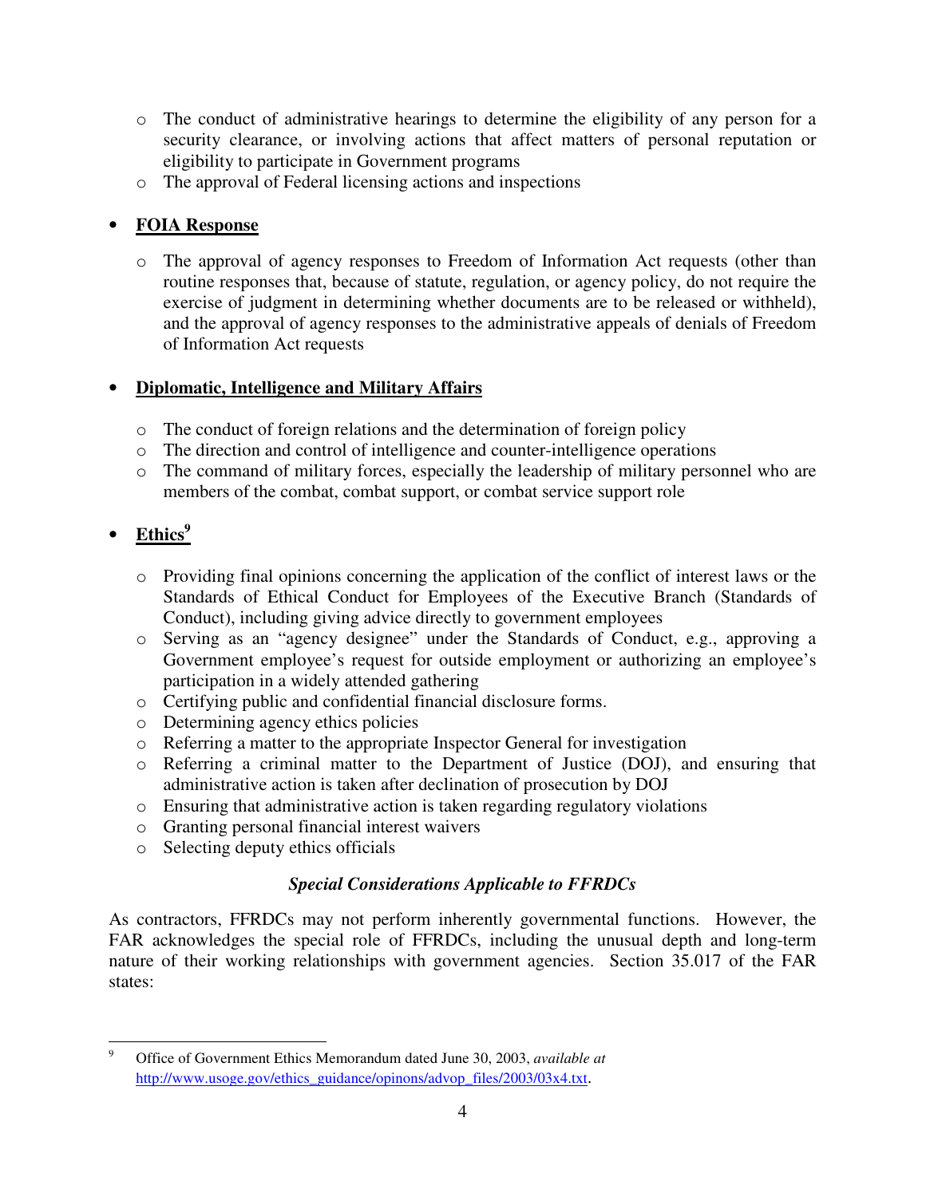- The conduct of administrative hearings to determine the eligibility of any person for a security clearance, or involving actions that affect matters of personal reputation or eligibility to participate in Government programs
    - The approval of Federal licensing actions and inspections

- **<u>FOIA Response</u>**

    - The approval of agency responses to Freedom of Information Act requests (other than routine responses that, because of statute, regulation, or agency policy, do not require the exercise of judgment in determining whether documents are to be released or withheld), and the approval of agency responses to the administrative appeals of denials of Freedom of Information Act requests

- **<u>Diplomatic, Intelligence and Military Affairs</u>**

    - The conduct of foreign relations and the determination of foreign policy
    - The direction and control of intelligence and counter-intelligence operations
    - The command of military forces, especially the leadership of military personnel who are members of the combat, combat support, or combat service support role

- **<u>Ethics</u>**[9]

    - Providing final opinions concerning the application of the conflict of interest laws or the Standards of Ethical Conduct for Employees of the Executive Branch (Standards of Conduct), including giving advice directly to government employees
    - Serving as an "agency designee" under the Standards of Conduct, e.g., approving a Government employee's request for outside employment or authorizing an employee's participation in a widely attended gathering
    - Certifying public and confidential financial disclosure forms.
    - Determining agency ethics policies
    - Referring a matter to the appropriate Inspector General for investigation
    - Referring a criminal matter to the Department of Justice (DOJ), and ensuring that administrative action is taken after declination of prosecution by DOJ
    - Ensuring that administrative action is taken regarding regulatory violations
    - Granting personal financial interest waivers
    - Selecting deputy ethics officials

### *Special Considerations Applicable to FFRDCs*

As contractors, FFRDCs may not perform inherently governmental functions. However, the FAR acknowledges the special role of FFRDCs, including the unusual depth and long-term nature of their working relationships with government agencies. Section 35.017 of the FAR states:

---

[9] Office of Government Ethics Memorandum dated June 30, 2003, *available at* http://www.usoge.gov/ethics_guidance/opinons/advop_files/2003/03x4.txt.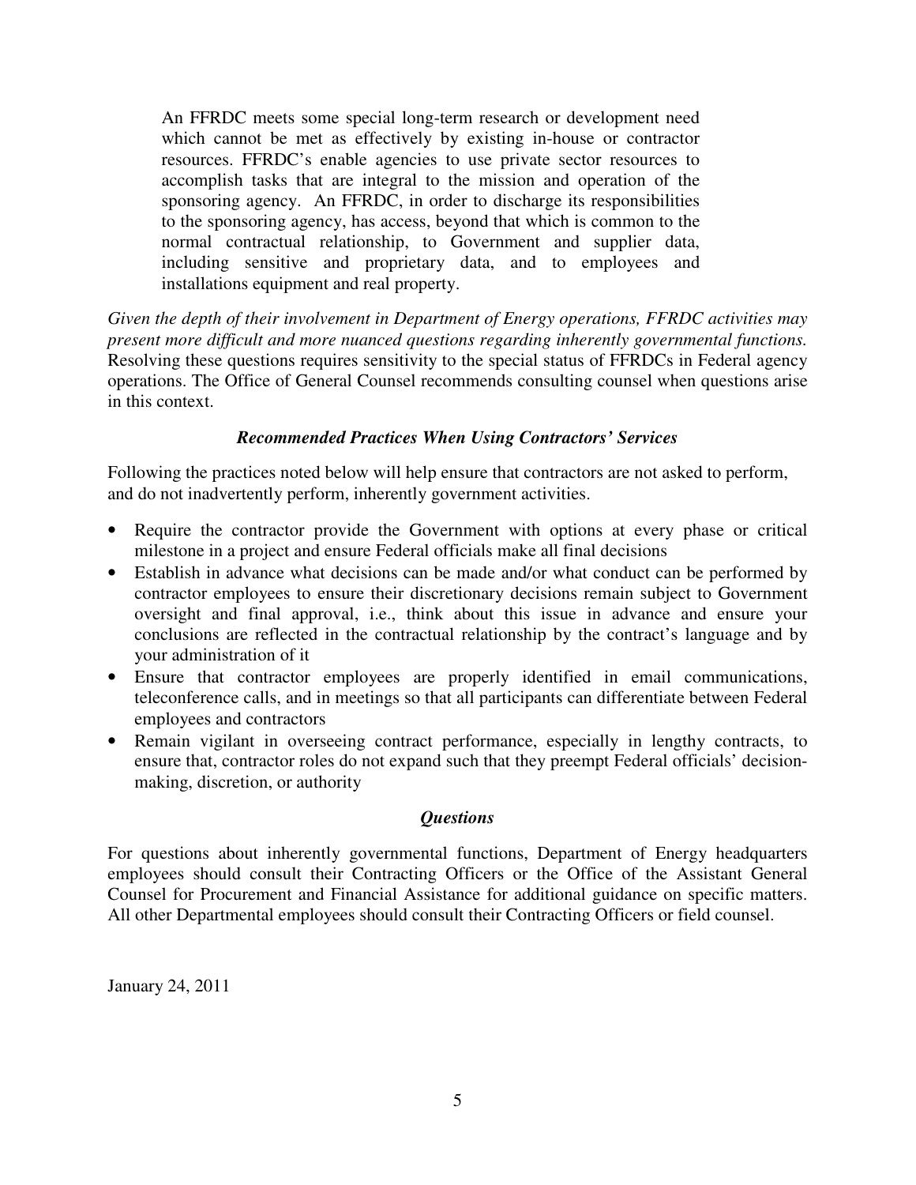> An FFRDC meets some special long-term research or development need which cannot be met as effectively by existing in-house or contractor resources. FFRDC's enable agencies to use private sector resources to accomplish tasks that are integral to the mission and operation of the sponsoring agency. An FFRDC, in order to discharge its responsibilities to the sponsoring agency, has access, beyond that which is common to the normal contractual relationship, to Government and supplier data, including sensitive and proprietary data, and to employees and installations equipment and real property.

*Given the depth of their involvement in Department of Energy operations, FFRDC activities may present more difficult and more nuanced questions regarding inherently governmental functions.* Resolving these questions requires sensitivity to the special status of FFRDCs in Federal agency operations. The Office of General Counsel recommends consulting counsel when questions arise in this context.

### *Recommended Practices When Using Contractors' Services*

Following the practices noted below will help ensure that contractors are not asked to perform, and do not inadvertently perform, inherently government activities.

- Require the contractor provide the Government with options at every phase or critical milestone in a project and ensure Federal officials make all final decisions
- Establish in advance what decisions can be made and/or what conduct can be performed by contractor employees to ensure their discretionary decisions remain subject to Government oversight and final approval, i.e., think about this issue in advance and ensure your conclusions are reflected in the contractual relationship by the contract's language and by your administration of it
- Ensure that contractor employees are properly identified in email communications, teleconference calls, and in meetings so that all participants can differentiate between Federal employees and contractors
- Remain vigilant in overseeing contract performance, especially in lengthy contracts, to ensure that, contractor roles do not expand such that they preempt Federal officials' decision-making, discretion, or authority

### *Questions*

For questions about inherently governmental functions, Department of Energy headquarters employees should consult their Contracting Officers or the Office of the Assistant General Counsel for Procurement and Financial Assistance for additional guidance on specific matters. All other Departmental employees should consult their Contracting Officers or field counsel.

January 24, 2011